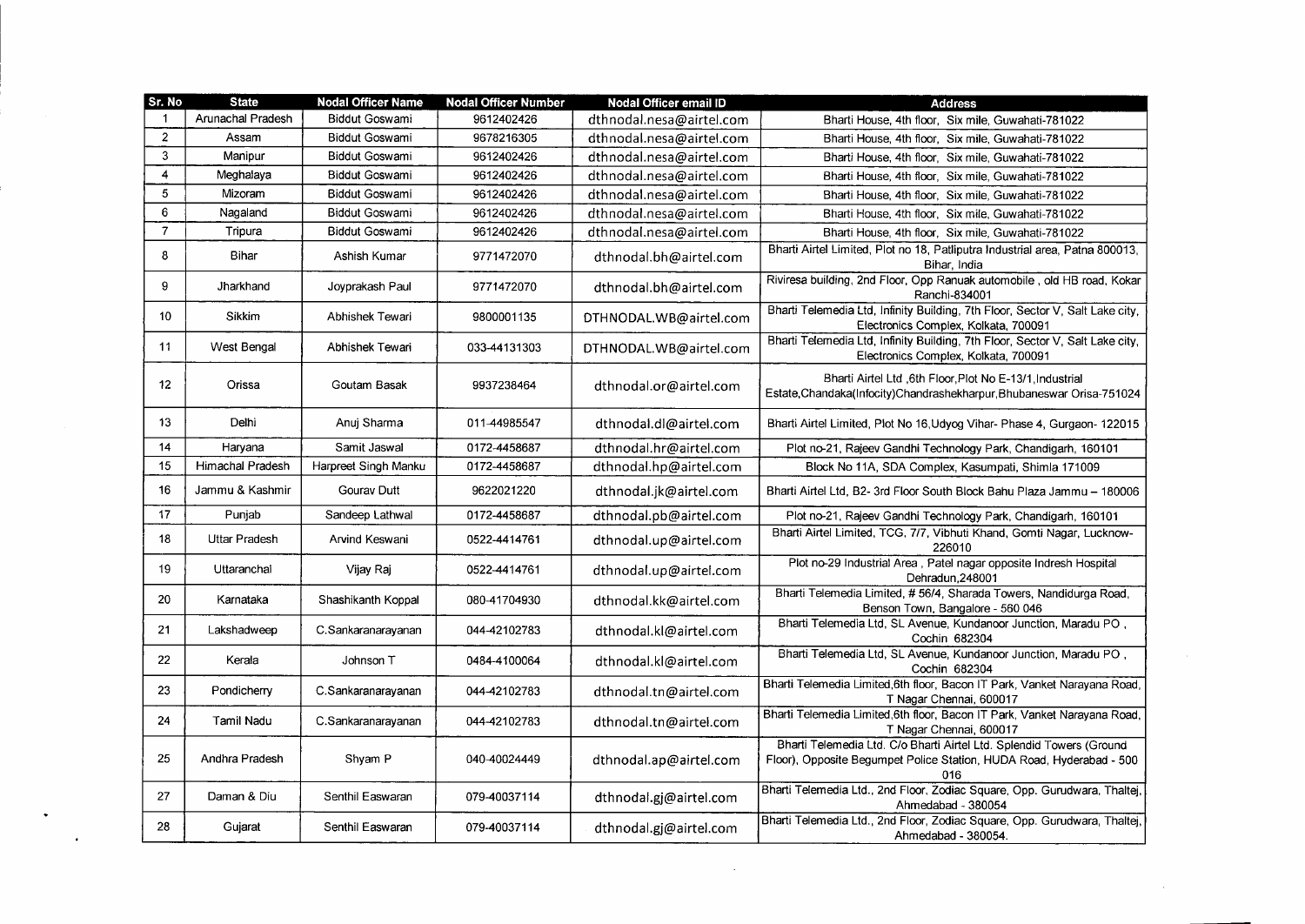| Sr. No | State | Nodal Officer Name | Nodal Officer Number | Nodal Officer email ID | Address |
|---|---|---|---|---|---|
| 1 | Arunachal Pradesh | Biddut Goswami | 9612402426 | dthnodal.nesa@airtel.com | Bharti House, 4th floor, Six mile, Guwahati-781022 |
| 2 | Assam | Biddut Goswami | 9678216305 | dthnodal.nesa@airtel.com | Bharti House, 4th floor, Six mile, Guwahati-781022 |
| 3 | Manipur | Biddut Goswami | 9612402426 | dthnodal.nesa@airtel.com | Bharti House, 4th floor, Six mile, Guwahati-781022 |
| 4 | Meghalaya | Biddut Goswami | 9612402426 | dthnodal.nesa@airtel.com | Bharti House, 4th floor, Six mile, Guwahati-781022 |
| 5 | Mizoram | Biddut Goswami | 9612402426 | dthnodal.nesa@airtel.com | Bharti House, 4th floor, Six mile, Guwahati-781022 |
| 6 | Nagaland | Biddut Goswami | 9612402426 | dthnodal.nesa@airtel.com | Bharti House, 4th floor, Six mile, Guwahati-781022 |
| 7 | Tripura | Biddut Goswami | 9612402426 | dthnodal.nesa@airtel.com | Bharti House, 4th floor, Six mile, Guwahati-781022 |
| 8 | Bihar | Ashish Kumar | 9771472070 | dthnodal.bh@airtel.com | Bharti Airtel Limited, Plot no 18, Patliputra Industrial area, Patna 800013, Bihar, India |
| 9 | Jharkhand | Joyprakash Paul | 9771472070 | dthnodal.bh@airtel.com | Riviresa building, 2nd Floor, Opp Ranuak automobile , old HB road, Kokar Ranchi-834001 |
| 10 | Sikkim | Abhishek Tewari | 9800001135 | DTHNODAL.WB@airtel.com | Bharti Telemedia Ltd, Infinity Building, 7th Floor, Sector V, Salt Lake city, Electronics Complex, Kolkata, 700091 |
| 11 | West Bengal | Abhishek Tewari | 033-44131303 | DTHNODAL.WB@airtel.com | Bharti Telemedia Ltd, Infinity Building, 7th Floor, Sector V, Salt Lake city, Electronics Complex, Kolkata, 700091 |
| 12 | Orissa | Goutam Basak | 9937238464 | dthnodal.or@airtel.com | Bharti Airtel Ltd ,6th Floor,Plot No E-13/1,Industrial Estate,Chandaka(Infocity)Chandrashekharpur,Bhubaneswar Orisa-751024 |
| 13 | Delhi | Anuj Sharma | 011-44985547 | dthnodal.dl@airtel.com | Bharti Airtel Limited, Plot No 16,Udyog Vihar- Phase 4, Gurgaon- 122015 |
| 14 | Haryana | Samit Jaswal | 0172-4458687 | dthnodal.hr@airtel.com | Plot no-21, Rajeev Gandhi Technology Park, Chandigarh, 160101 |
| 15 | Himachal Pradesh | Harpreet Singh Manku | 0172-4458687 | dthnodal.hp@airtel.com | Block No 11A, SDA Complex, Kasumpati, Shimla 171009 |
| 16 | Jammu & Kashmir | Gourav Dutt | 9622021220 | dthnodal.jk@airtel.com | Bharti Airtel Ltd, B2- 3rd Floor South Block Bahu Plaza Jammu – 180006 |
| 17 | Punjab | Sandeep Lathwal | 0172-4458687 | dthnodal.pb@airtel.com | Plot no-21, Rajeev Gandhi Technology Park, Chandigarh, 160101 |
| 18 | Uttar Pradesh | Arvind Keswani | 0522-4414761 | dthnodal.up@airtel.com | Bharti Airtel Limited, TCG, 7/7, Vibhuti Khand, Gomti Nagar, Lucknow-226010 |
| 19 | Uttaranchal | Vijay Raj | 0522-4414761 | dthnodal.up@airtel.com | Plot no-29 Industrial Area , Patel nagar opposite Indresh Hospital Dehradun,248001 |
| 20 | Karnataka | Shashikanth Koppal | 080-41704930 | dthnodal.kk@airtel.com | Bharti Telemedia Limited, # 56/4, Sharada Towers, Nandidurga Road, Benson Town, Bangalore - 560 046 |
| 21 | Lakshadweep | C.Sankaranarayanan | 044-42102783 | dthnodal.kl@airtel.com | Bharti Telemedia Ltd, SL Avenue, Kundanoor Junction, Maradu PO , Cochin 682304 |
| 22 | Kerala | Johnson T | 0484-4100064 | dthnodal.kl@airtel.com | Bharti Telemedia Ltd, SL Avenue, Kundanoor Junction, Maradu PO , Cochin 682304 |
| 23 | Pondicherry | C.Sankaranarayanan | 044-42102783 | dthnodal.tn@airtel.com | Bharti Telemedia Limited,6th floor, Bacon IT Park, Vanket Narayana Road, T Nagar Chennai, 600017 |
| 24 | Tamil Nadu | C.Sankaranarayanan | 044-42102783 | dthnodal.tn@airtel.com | Bharti Telemedia Limited,6th floor, Bacon IT Park, Vanket Narayana Road, T Nagar Chennai, 600017 |
| 25 | Andhra Pradesh | Shyam P | 040-40024449 | dthnodal.ap@airtel.com | Bharti Telemedia Ltd. C/o Bharti Airtel Ltd. Splendid Towers (Ground Floor), Opposite Begumpet Police Station, HUDA Road, Hyderabad - 500 016 |
| 27 | Daman & Diu | Senthil Easwaran | 079-40037114 | dthnodal.gj@airtel.com | Bharti Telemedia Ltd., 2nd Floor, Zodiac Square, Opp. Gurudwara, Thaltej, Ahmedabad - 380054 |
| 28 | Gujarat | Senthil Easwaran | 079-40037114 | dthnodal.gj@airtel.com | Bharti Telemedia Ltd., 2nd Floor, Zodiac Square, Opp. Gurudwara, Thaltej, Ahmedabad - 380054. |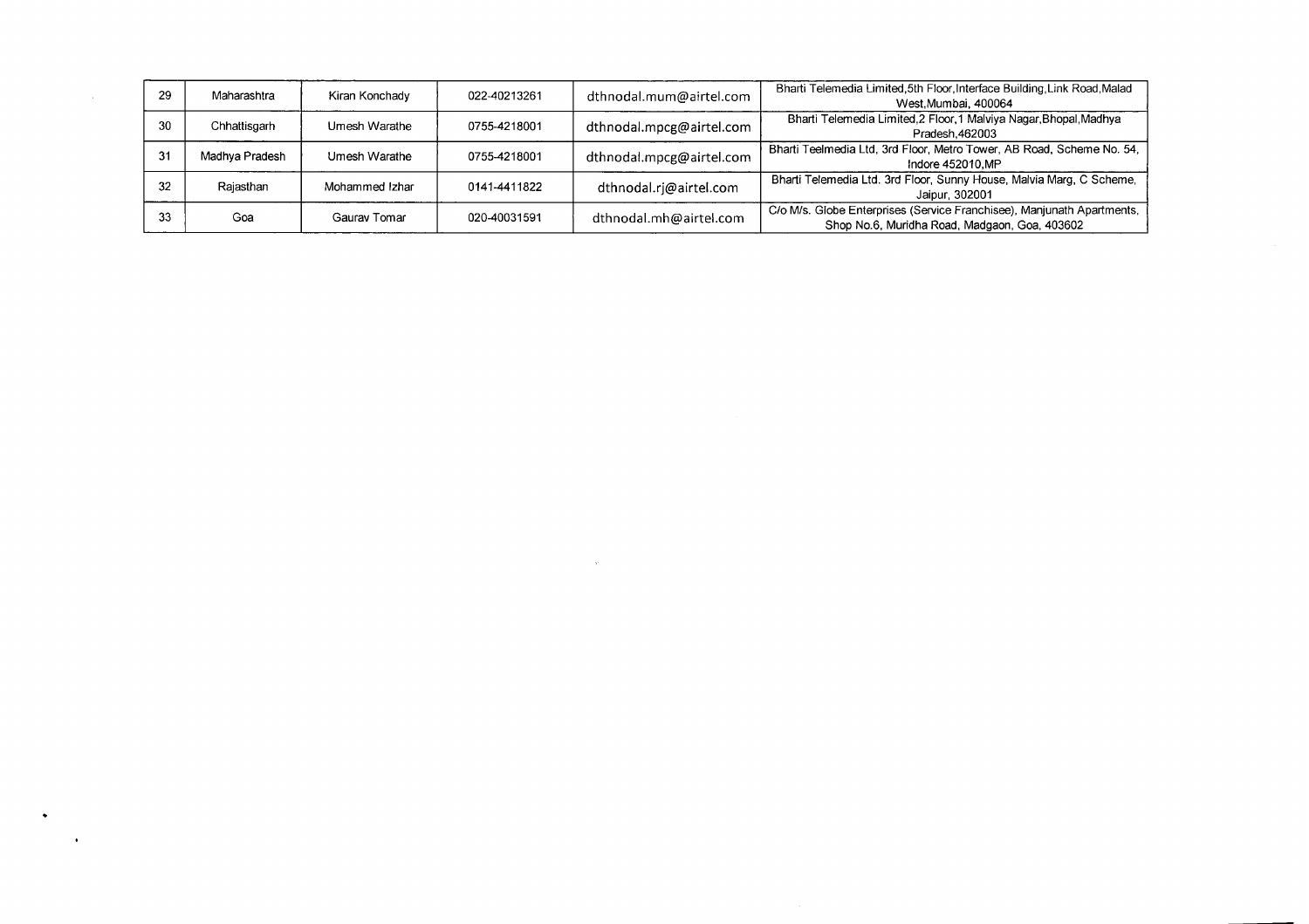| | | | | | |
|---|---|---|---|---|---|
| 29 | Maharashtra | Kiran Konchady | 022-40213261 | dthnodal.mum@airtel.com | Bharti Telemedia Limited,5th Floor,Interface Building,Link Road,Malad West,Mumbai, 400064 |
| 30 | Chhattisgarh | Umesh Warathe | 0755-4218001 | dthnodal.mpcg@airtel.com | Bharti Telemedia Limited,2 Floor,1 Malviya Nagar,Bhopal,Madhya Pradesh,462003 |
| 31 | Madhya Pradesh | Umesh Warathe | 0755-4218001 | dthnodal.mpcg@airtel.com | Bharti Teelmedia Ltd, 3rd Floor, Metro Tower, AB Road, Scheme No. 54, Indore 452010,MP |
| 32 | Rajasthan | Mohammed Izhar | 0141-4411822 | dthnodal.rj@airtel.com | Bharti Telemedia Ltd. 3rd Floor, Sunny House, Malvia Marg, C Scheme, Jaipur, 302001 |
| 33 | Goa | Gaurav Tomar | 020-40031591 | dthnodal.mh@airtel.com | C/o M/s. Globe Enterprises (Service Franchisee), Manjunath Apartments, Shop No.6, Muridha Road, Madgaon, Goa, 403602 |